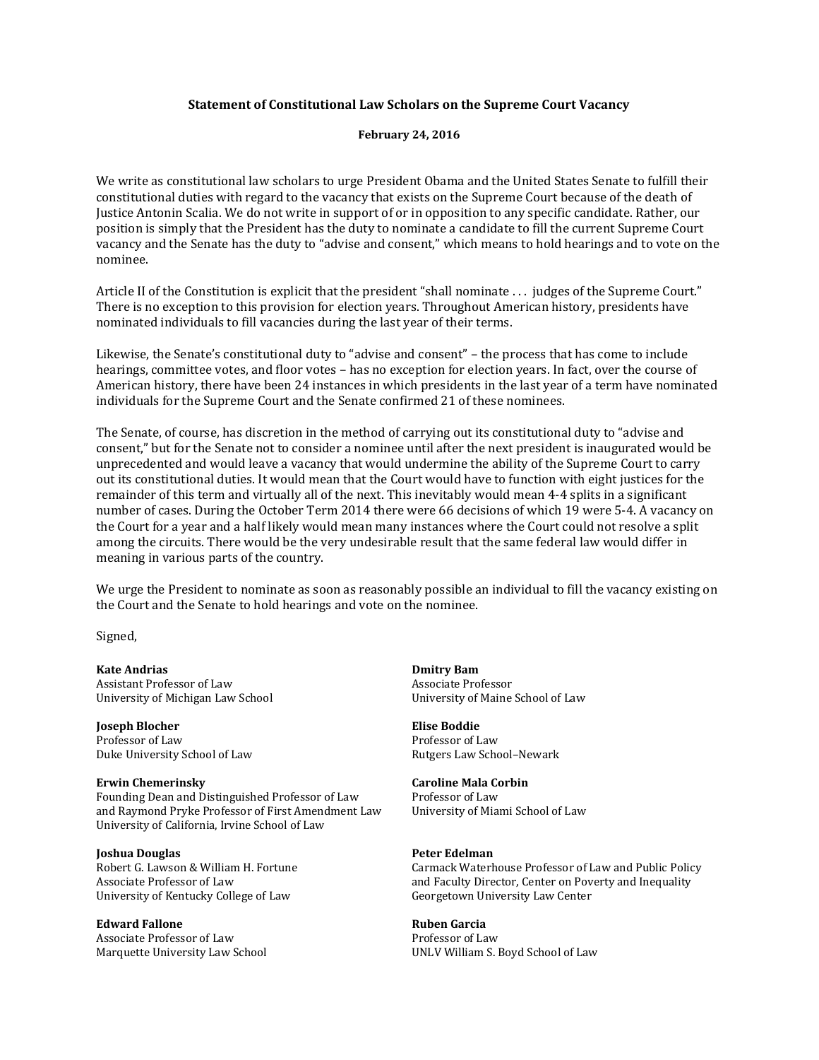**Statement of Constitutional Law Scholars on the Supreme Court Vacancy**

**February 24, 2016**

We write as constitutional law scholars to urge President Obama and the United States Senate to fulfill their constitutional duties with regard to the vacancy that exists on the Supreme Court because of the death of Justice Antonin Scalia. We do not write in support of or in opposition to any specific candidate. Rather, our position is simply that the President has the duty to nominate a candidate to fill the current Supreme Court vacancy and the Senate has the duty to "advise and consent," which means to hold hearings and to vote on the nominee.

Article II of the Constitution is explicit that the president "shall nominate . . . judges of the Supreme Court." There is no exception to this provision for election years. Throughout American history, presidents have nominated individuals to fill vacancies during the last year of their terms.

Likewise, the Senate's constitutional duty to "advise and consent" – the process that has come to include hearings, committee votes, and floor votes – has no exception for election years. In fact, over the course of American history, there have been 24 instances in which presidents in the last year of a term have nominated individuals for the Supreme Court and the Senate confirmed 21 of these nominees.

The Senate, of course, has discretion in the method of carrying out its constitutional duty to "advise and consent," but for the Senate not to consider a nominee until after the next president is inaugurated would be unprecedented and would leave a vacancy that would undermine the ability of the Supreme Court to carry out its constitutional duties. It would mean that the Court would have to function with eight justices for the remainder of this term and virtually all of the next. This inevitably would mean 4-4 splits in a significant number of cases. During the October Term 2014 there were 66 decisions of which 19 were 5-4. A vacancy on the Court for a year and a half likely would mean many instances where the Court could not resolve a split among the circuits. There would be the very undesirable result that the same federal law would differ in meaning in various parts of the country.

We urge the President to nominate as soon as reasonably possible an individual to fill the vacancy existing on the Court and the Senate to hold hearings and vote on the nominee.

Signed,

**Kate Andrias**
Assistant Professor of Law
University of Michigan Law School

**Dmitry Bam**
Associate Professor
University of Maine School of Law

**Joseph Blocher**
Professor of Law
Duke University School of Law

**Elise Boddie**
Professor of Law
Rutgers Law School–Newark

**Erwin Chemerinsky**
Founding Dean and Distinguished Professor of Law and Raymond Pryke Professor of First Amendment Law
University of California, Irvine School of Law

**Caroline Mala Corbin**
Professor of Law
University of Miami School of Law

**Joshua Douglas**
Robert G. Lawson & William H. Fortune Associate Professor of Law
University of Kentucky College of Law

**Peter Edelman**
Carmack Waterhouse Professor of Law and Public Policy and Faculty Director, Center on Poverty and Inequality
Georgetown University Law Center

**Edward Fallone**
Associate Professor of Law
Marquette University Law School

**Ruben Garcia**
Professor of Law
UNLV William S. Boyd School of Law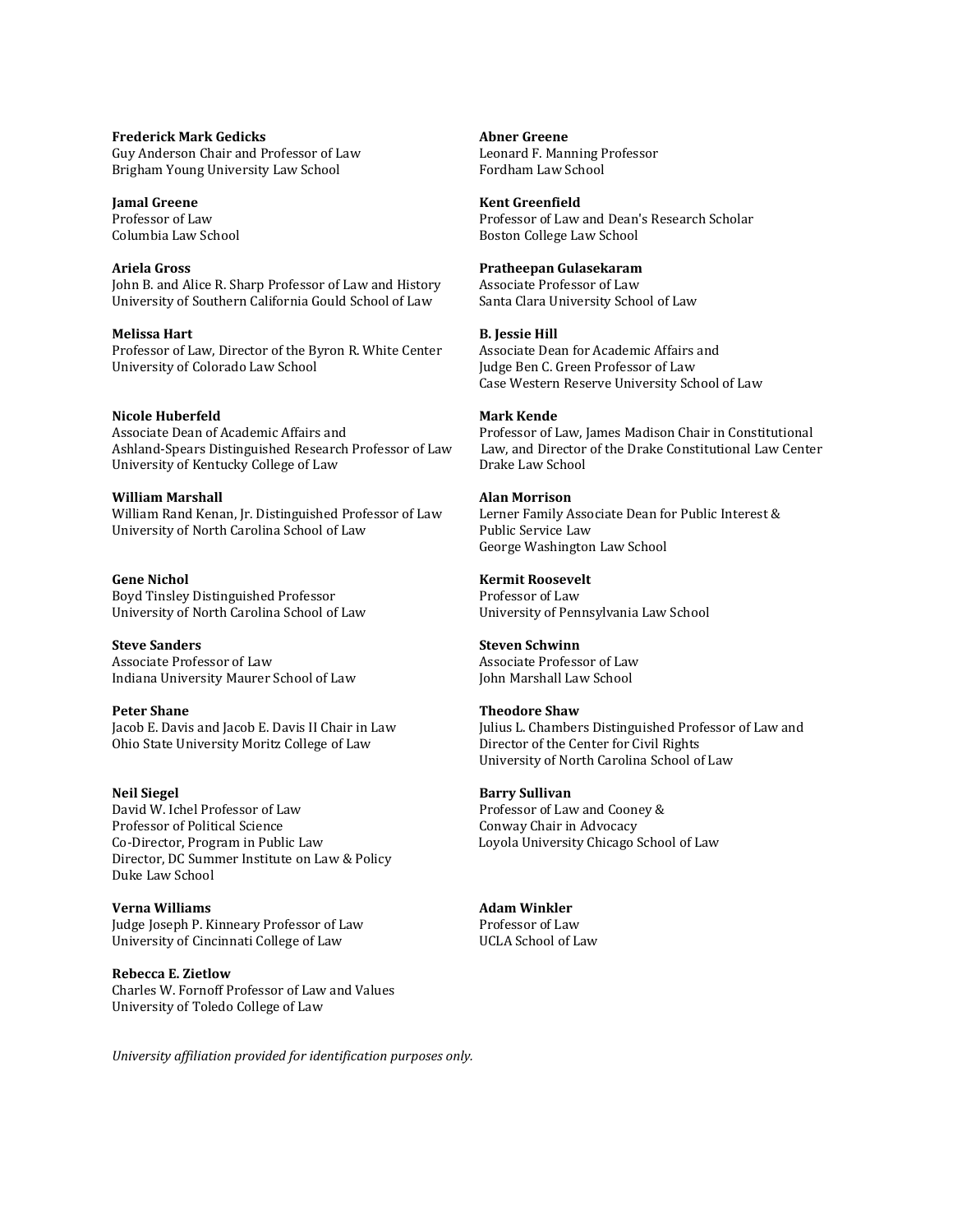**Frederick Mark Gedicks**
Guy Anderson Chair and Professor of Law
Brigham Young University Law School

**Abner Greene**
Leonard F. Manning Professor
Fordham Law School

**Jamal Greene**
Professor of Law
Columbia Law School

**Kent Greenfield**
Professor of Law and Dean's Research Scholar
Boston College Law School

**Ariela Gross**
John B. and Alice R. Sharp Professor of Law and History
University of Southern California Gould School of Law

**Pratheepan Gulasekaram**
Associate Professor of Law
Santa Clara University School of Law

**Melissa Hart**
Professor of Law, Director of the Byron R. White Center
University of Colorado Law School

**B. Jessie Hill**
Associate Dean for Academic Affairs and
Judge Ben C. Green Professor of Law
Case Western Reserve University School of Law

**Nicole Huberfeld**
Associate Dean of Academic Affairs and
Ashland-Spears Distinguished Research Professor of Law
University of Kentucky College of Law

**Mark Kende**
Professor of Law, James Madison Chair in Constitutional
Law, and Director of the Drake Constitutional Law Center
Drake Law School

**William Marshall**
William Rand Kenan, Jr. Distinguished Professor of Law
University of North Carolina School of Law

**Alan Morrison**
Lerner Family Associate Dean for Public Interest &
Public Service Law
George Washington Law School

**Gene Nichol**
Boyd Tinsley Distinguished Professor
University of North Carolina School of Law

**Kermit Roosevelt**
Professor of Law
University of Pennsylvania Law School

**Steve Sanders**
Associate Professor of Law
Indiana University Maurer School of Law

**Steven Schwinn**
Associate Professor of Law
John Marshall Law School

**Peter Shane**
Jacob E. Davis and Jacob E. Davis II Chair in Law
Ohio State University Moritz College of Law

**Theodore Shaw**
Julius L. Chambers Distinguished Professor of Law and
Director of the Center for Civil Rights
University of North Carolina School of Law

**Neil Siegel**
David W. Ichel Professor of Law
Professor of Political Science
Co-Director, Program in Public Law
Director, DC Summer Institute on Law & Policy
Duke Law School

**Barry Sullivan**
Professor of Law and Cooney &
Conway Chair in Advocacy
Loyola University Chicago School of Law

**Verna Williams**
Judge Joseph P. Kinneary Professor of Law
University of Cincinnati College of Law

**Adam Winkler**
Professor of Law
UCLA School of Law

**Rebecca E. Zietlow**
Charles W. Fornoff Professor of Law and Values
University of Toledo College of Law

*University affiliation provided for identification purposes only.*